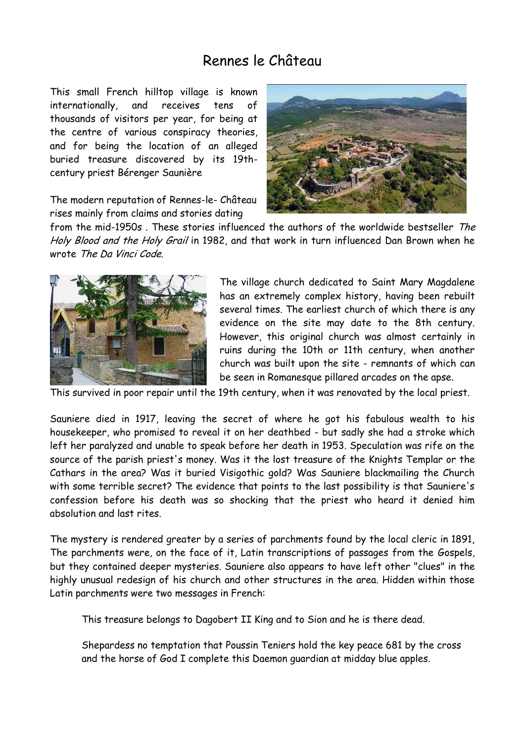# Rennes le Château

This small French hilltop village is known internationally, and receives tens of thousands of visitors per year, for being at the centre of various conspiracy theories, and for being the location of an alleged buried treasure discovered by its 19th-century priest Bérenger Saunière

The modern reputation of Rennes-le- Château rises mainly from claims and stories dating from the mid-1950s . These stories influenced the authors of the worldwide bestseller *The Holy Blood and the Holy Grail* in 1982, and that work in turn influenced Dan Brown when he wrote *The Da Vinci Code*.

The village church dedicated to Saint Mary Magdalene has an extremely complex history, having been rebuilt several times. The earliest church of which there is any evidence on the site may date to the 8th century. However, this original church was almost certainly in ruins during the 10th or 11th century, when another church was built upon the site - remnants of which can be seen in Romanesque pillared arcades on the apse. This survived in poor repair until the 19th century, when it was renovated by the local priest.

Sauniere died in 1917, leaving the secret of where he got his fabulous wealth to his housekeeper, who promised to reveal it on her deathbed - but sadly she had a stroke which left her paralyzed and unable to speak before her death in 1953. Speculation was rife on the source of the parish priest's money. Was it the lost treasure of the Knights Templar or the Cathars in the area? Was it buried Visigothic gold? Was Sauniere blackmailing the Church with some terrible secret? The evidence that points to the last possibility is that Sauniere's confession before his death was so shocking that the priest who heard it denied him absolution and last rites.

The mystery is rendered greater by a series of parchments found by the local cleric in 1891, The parchments were, on the face of it, Latin transcriptions of passages from the Gospels, but they contained deeper mysteries. Sauniere also appears to have left other "clues" in the highly unusual redesign of his church and other structures in the area. Hidden within those Latin parchments were two messages in French:

> This treasure belongs to Dagobert II King and to Sion and he is there dead.
>
> Shepardess no temptation that Poussin Teniers hold the key peace 681 by the cross and the horse of God I complete this Daemon guardian at midday blue apples.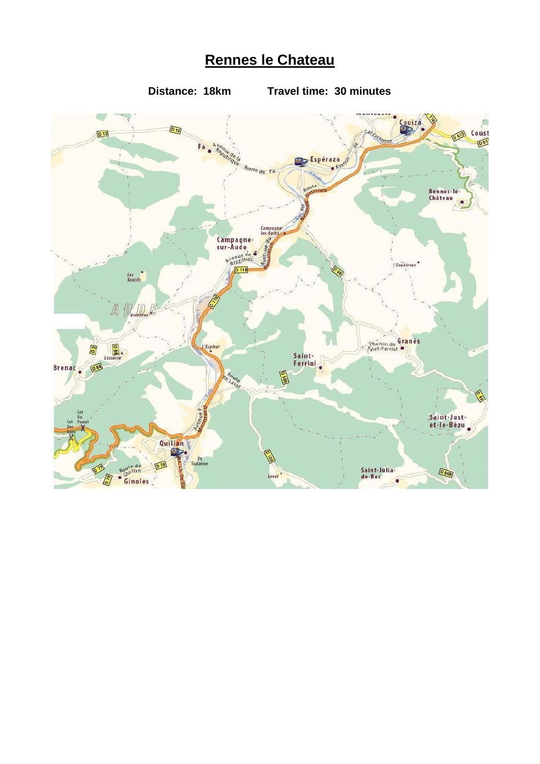# Rennes le Chateau

**Distance: 18km** **Travel time: 30 minutes**